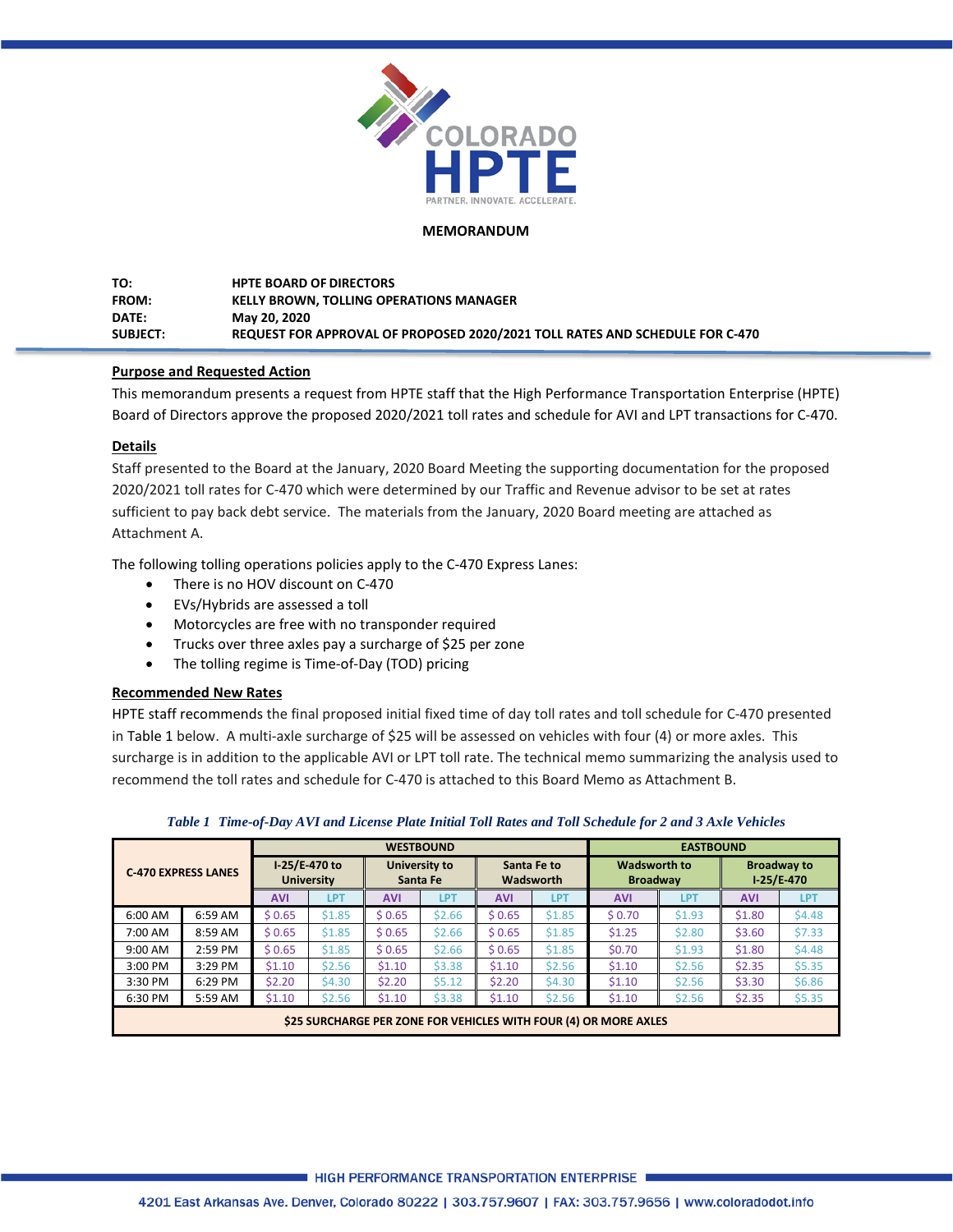**COLORADO HPTE**

PARTNER. INNOVATE. ACCELERATE.

# MEMORANDUM

**TO:** HPTE BOARD OF DIRECTORS
**FROM:** KELLY BROWN, TOLLING OPERATIONS MANAGER
**DATE:** May 20, 2020
**SUBJECT:** REQUEST FOR APPROVAL OF PROPOSED 2020/2021 TOLL RATES AND SCHEDULE FOR C-470

## Purpose and Requested Action

This memorandum presents a request from HPTE staff that the High Performance Transportation Enterprise (HPTE) Board of Directors approve the proposed 2020/2021 toll rates and schedule for AVI and LPT transactions for C-470.

## Details

Staff presented to the Board at the January, 2020 Board Meeting the supporting documentation for the proposed 2020/2021 toll rates for C-470 which were determined by our Traffic and Revenue advisor to be set at rates sufficient to pay back debt service. The materials from the January, 2020 Board meeting are attached as Attachment A.

The following tolling operations policies apply to the C-470 Express Lanes:

- There is no HOV discount on C-470
- EVs/Hybrids are assessed a toll
- Motorcycles are free with no transponder required
- Trucks over three axles pay a surcharge of $25 per zone
- The tolling regime is Time-of-Day (TOD) pricing

## Recommended New Rates

HPTE staff recommends the final proposed initial fixed time of day toll rates and toll schedule for C-470 presented in Table 1 below. A multi-axle surcharge of $25 will be assessed on vehicles with four (4) or more axles. This surcharge is in addition to the applicable AVI or LPT toll rate. The technical memo summarizing the analysis used to recommend the toll rates and schedule for C-470 is attached to this Board Memo as Attachment B.

*Table 1 Time-of-Day AVI and License Plate Initial Toll Rates and Toll Schedule for 2 and 3 Axle Vehicles*

| C-470 EXPRESS LANES | | WESTBOUND | | | | | | EASTBOUND | | | |
|---|---|---|---|---|---|---|---|---|---|---|---|
| | | I-25/E-470 to University | | University to Santa Fe | | Santa Fe to Wadsworth | | Wadsworth to Broadway | | Broadway to I-25/E-470 | |
| | | AVI | LPT | AVI | LPT | AVI | LPT | AVI | LPT | AVI | LPT |
| 6:00 AM | 6:59 AM | $ 0.65 | $1.85 | $ 0.65 | $2.66 | $ 0.65 | $1.85 | $ 0.70 | $1.93 | $1.80 | $4.48 |
| 7:00 AM | 8:59 AM | $ 0.65 | $1.85 | $ 0.65 | $2.66 | $ 0.65 | $1.85 | $1.25 | $2.80 | $3.60 | $7.33 |
| 9:00 AM | 2:59 PM | $ 0.65 | $1.85 | $ 0.65 | $2.66 | $ 0.65 | $1.85 | $0.70 | $1.93 | $1.80 | $4.48 |
| 3:00 PM | 3:29 PM | $1.10 | $2.56 | $1.10 | $3.38 | $1.10 | $2.56 | $1.10 | $2.56 | $2.35 | $5.35 |
| 3:30 PM | 6:29 PM | $2.20 | $4.30 | $2.20 | $5.12 | $2.20 | $4.30 | $1.10 | $2.56 | $3.30 | $6.86 |
| 6:30 PM | 5:59 AM | $1.10 | $2.56 | $1.10 | $3.38 | $1.10 | $2.56 | $1.10 | $2.56 | $2.35 | $5.35 |
| $25 SURCHARGE PER ZONE FOR VEHICLES WITH FOUR (4) OR MORE AXLES | | | | | | | | | | | |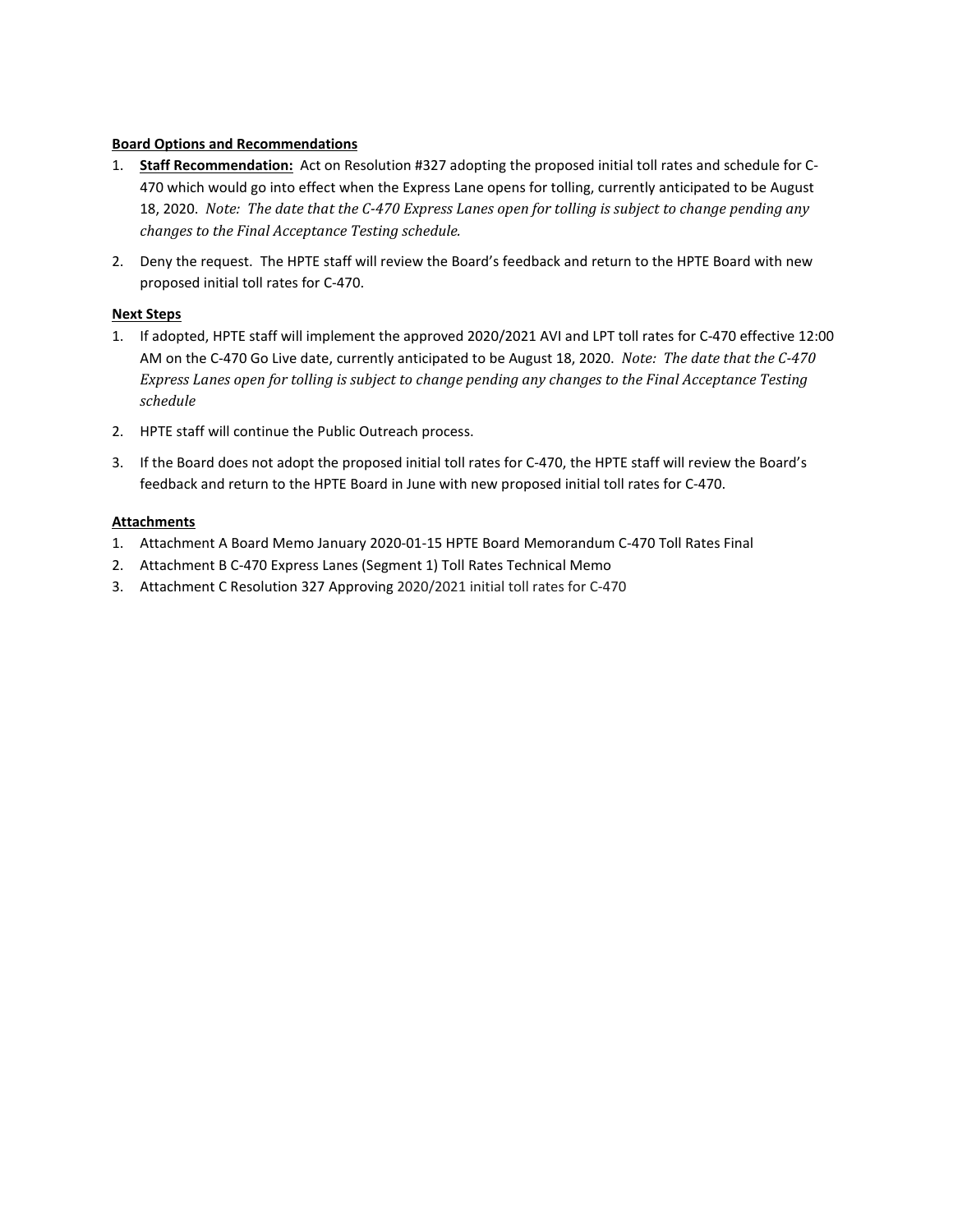**Board Options and Recommendations**

1. **Staff Recommendation:** Act on Resolution #327 adopting the proposed initial toll rates and schedule for C-470 which would go into effect when the Express Lane opens for tolling, currently anticipated to be August 18, 2020. *Note: The date that the C-470 Express Lanes open for tolling is subject to change pending any changes to the Final Acceptance Testing schedule.*
2. Deny the request. The HPTE staff will review the Board's feedback and return to the HPTE Board with new proposed initial toll rates for C-470.

**Next Steps**

1. If adopted, HPTE staff will implement the approved 2020/2021 AVI and LPT toll rates for C-470 effective 12:00 AM on the C-470 Go Live date, currently anticipated to be August 18, 2020. *Note: The date that the C-470 Express Lanes open for tolling is subject to change pending any changes to the Final Acceptance Testing schedule*
2. HPTE staff will continue the Public Outreach process.
3. If the Board does not adopt the proposed initial toll rates for C-470, the HPTE staff will review the Board's feedback and return to the HPTE Board in June with new proposed initial toll rates for C-470.

**Attachments**

1. Attachment A Board Memo January 2020-01-15 HPTE Board Memorandum C-470 Toll Rates Final
2. Attachment B C-470 Express Lanes (Segment 1) Toll Rates Technical Memo
3. Attachment C Resolution 327 Approving 2020/2021 initial toll rates for C-470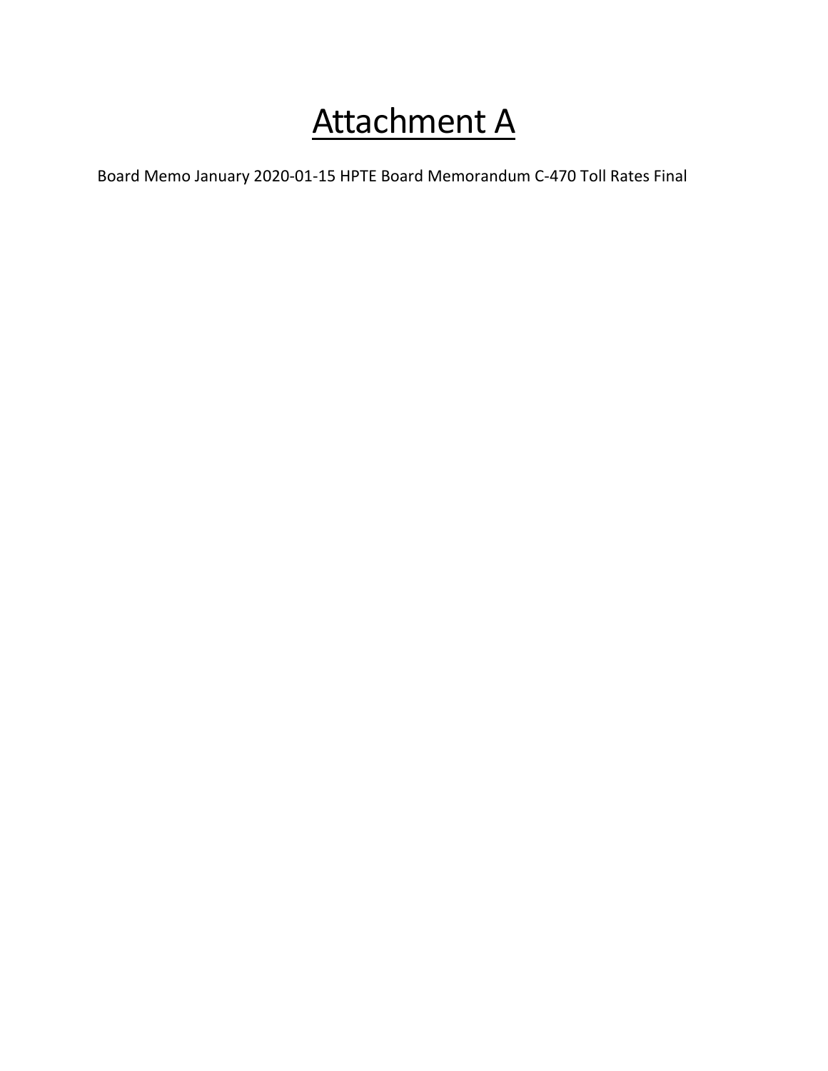# Attachment A

Board Memo January 2020-01-15 HPTE Board Memorandum C-470 Toll Rates Final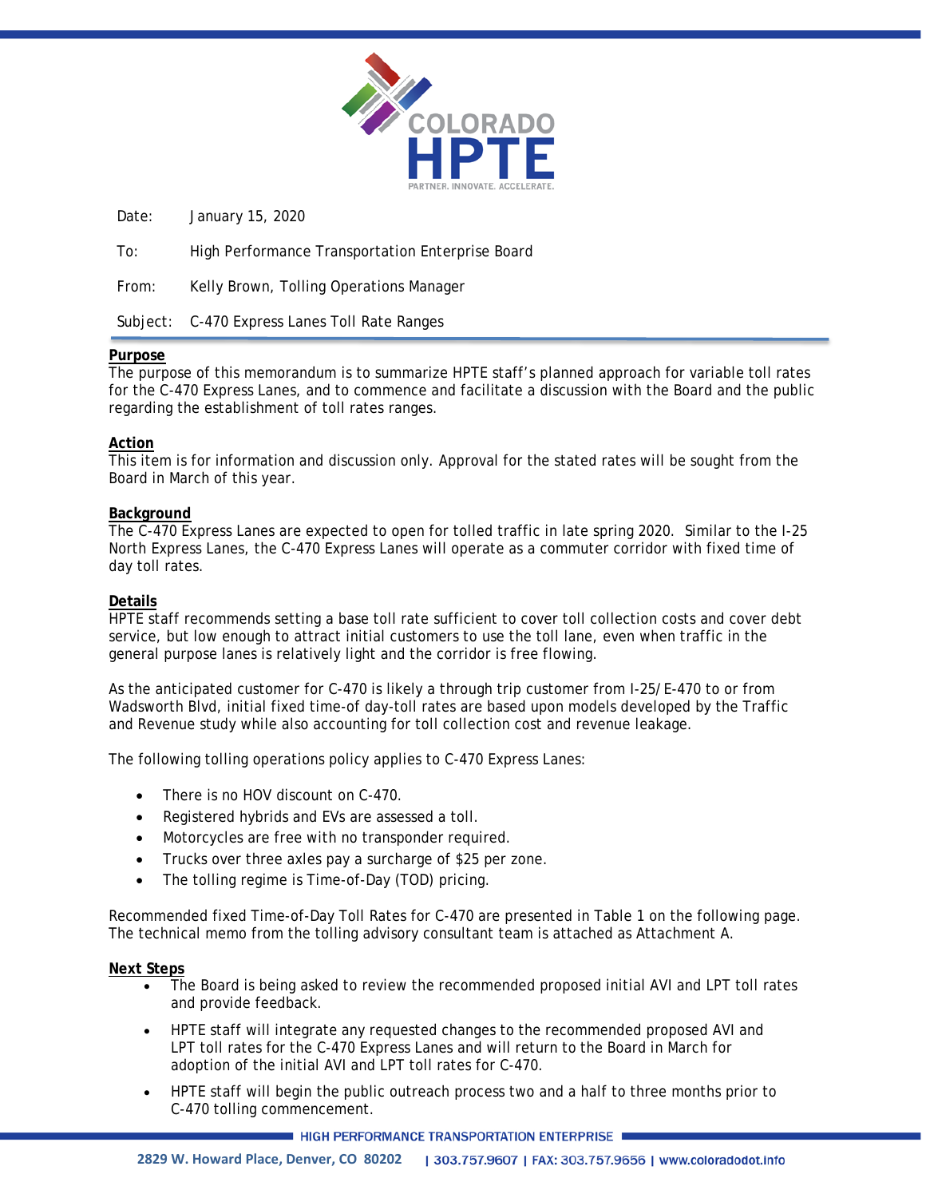Date: January 15, 2020

To: High Performance Transportation Enterprise Board

From: Kelly Brown, Tolling Operations Manager

Subject: C-470 Express Lanes Toll Rate Ranges

**Purpose**

The purpose of this memorandum is to summarize HPTE staff's planned approach for variable toll rates for the C-470 Express Lanes, and to commence and facilitate a discussion with the Board and the public regarding the establishment of toll rates ranges.

**Action**

This item is for information and discussion only. Approval for the stated rates will be sought from the Board in March of this year.

**Background**

The C-470 Express Lanes are expected to open for tolled traffic in late spring 2020. Similar to the I-25 North Express Lanes, the C-470 Express Lanes will operate as a commuter corridor with fixed time of day toll rates.

**Details**

HPTE staff recommends setting a base toll rate sufficient to cover toll collection costs and cover debt service, but low enough to attract initial customers to use the toll lane, even when traffic in the general purpose lanes is relatively light and the corridor is free flowing.

As the anticipated customer for C-470 is likely a through trip customer from I-25/E-470 to or from Wadsworth Blvd, initial fixed time-of day-toll rates are based upon models developed by the Traffic and Revenue study while also accounting for toll collection cost and revenue leakage.

The following tolling operations policy applies to C-470 Express Lanes:

- There is no HOV discount on C-470.
- Registered hybrids and EVs are assessed a toll.
- Motorcycles are free with no transponder required.
- Trucks over three axles pay a surcharge of $25 per zone.
- The tolling regime is Time-of-Day (TOD) pricing.

Recommended fixed Time-of-Day Toll Rates for C-470 are presented in Table 1 on the following page. The technical memo from the tolling advisory consultant team is attached as Attachment A.

**Next Steps**

- The Board is being asked to review the recommended proposed initial AVI and LPT toll rates and provide feedback.
- HPTE staff will integrate any requested changes to the recommended proposed AVI and LPT toll rates for the C-470 Express Lanes and will return to the Board in March for adoption of the initial AVI and LPT toll rates for C-470.
- HPTE staff will begin the public outreach process two and a half to three months prior to C-470 tolling commencement.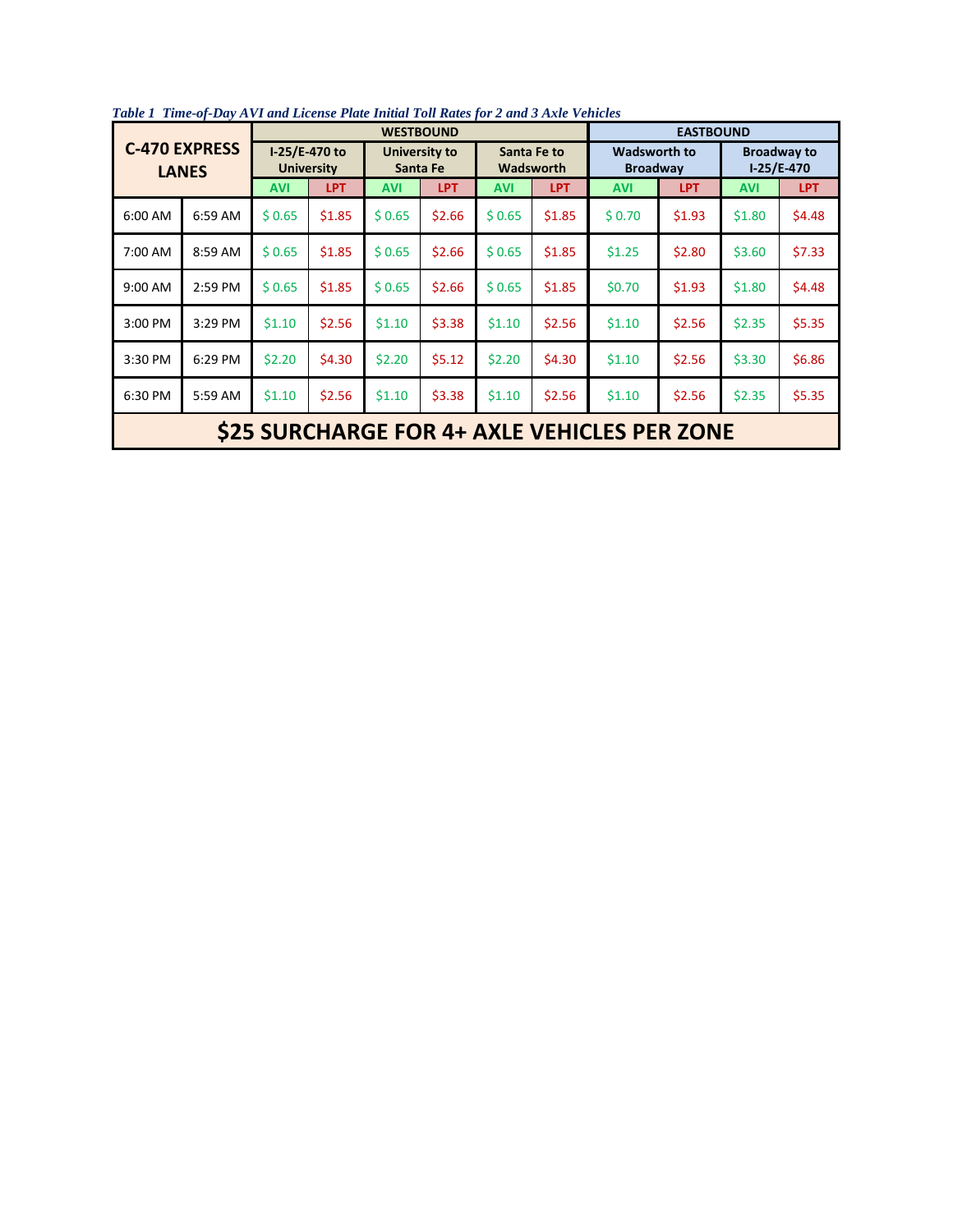*Table 1 Time-of-Day AVI and License Plate Initial Toll Rates for 2 and 3 Axle Vehicles*

| C-470 EXPRESS LANES | | WESTBOUND | | | | | | EASTBOUND | | | |
|---|---|---|---|---|---|---|---|---|---|---|---|
| | | I-25/E-470 to University | | University to Santa Fe | | Santa Fe to Wadsworth | | Wadsworth to Broadway | | Broadway to I-25/E-470 | |
| | | AVI | LPT | AVI | LPT | AVI | LPT | AVI | LPT | AVI | LPT |
| 6:00 AM | 6:59 AM | $ 0.65 | $1.85 | $ 0.65 | $2.66 | $ 0.65 | $1.85 | $ 0.70 | $1.93 | $1.80 | $4.48 |
| 7:00 AM | 8:59 AM | $ 0.65 | $1.85 | $ 0.65 | $2.66 | $ 0.65 | $1.85 | $1.25 | $2.80 | $3.60 | $7.33 |
| 9:00 AM | 2:59 PM | $ 0.65 | $1.85 | $ 0.65 | $2.66 | $ 0.65 | $1.85 | $0.70 | $1.93 | $1.80 | $4.48 |
| 3:00 PM | 3:29 PM | $1.10 | $2.56 | $1.10 | $3.38 | $1.10 | $2.56 | $1.10 | $2.56 | $2.35 | $5.35 |
| 3:30 PM | 6:29 PM | $2.20 | $4.30 | $2.20 | $5.12 | $2.20 | $4.30 | $1.10 | $2.56 | $3.30 | $6.86 |
| 6:30 PM | 5:59 AM | $1.10 | $2.56 | $1.10 | $3.38 | $1.10 | $2.56 | $1.10 | $2.56 | $2.35 | $5.35 |
| **$25 SURCHARGE FOR 4+ AXLE VEHICLES PER ZONE** | | | | | | | | | | | |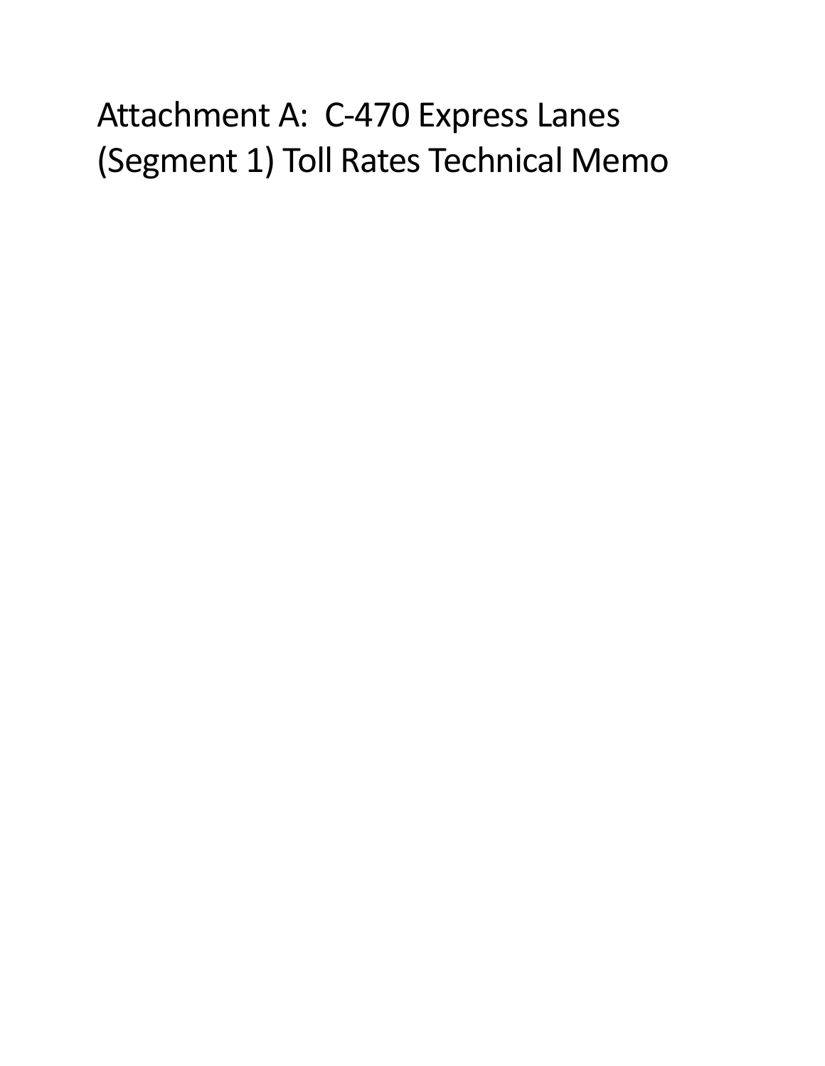# Attachment A: C-470 Express Lanes (Segment 1) Toll Rates Technical Memo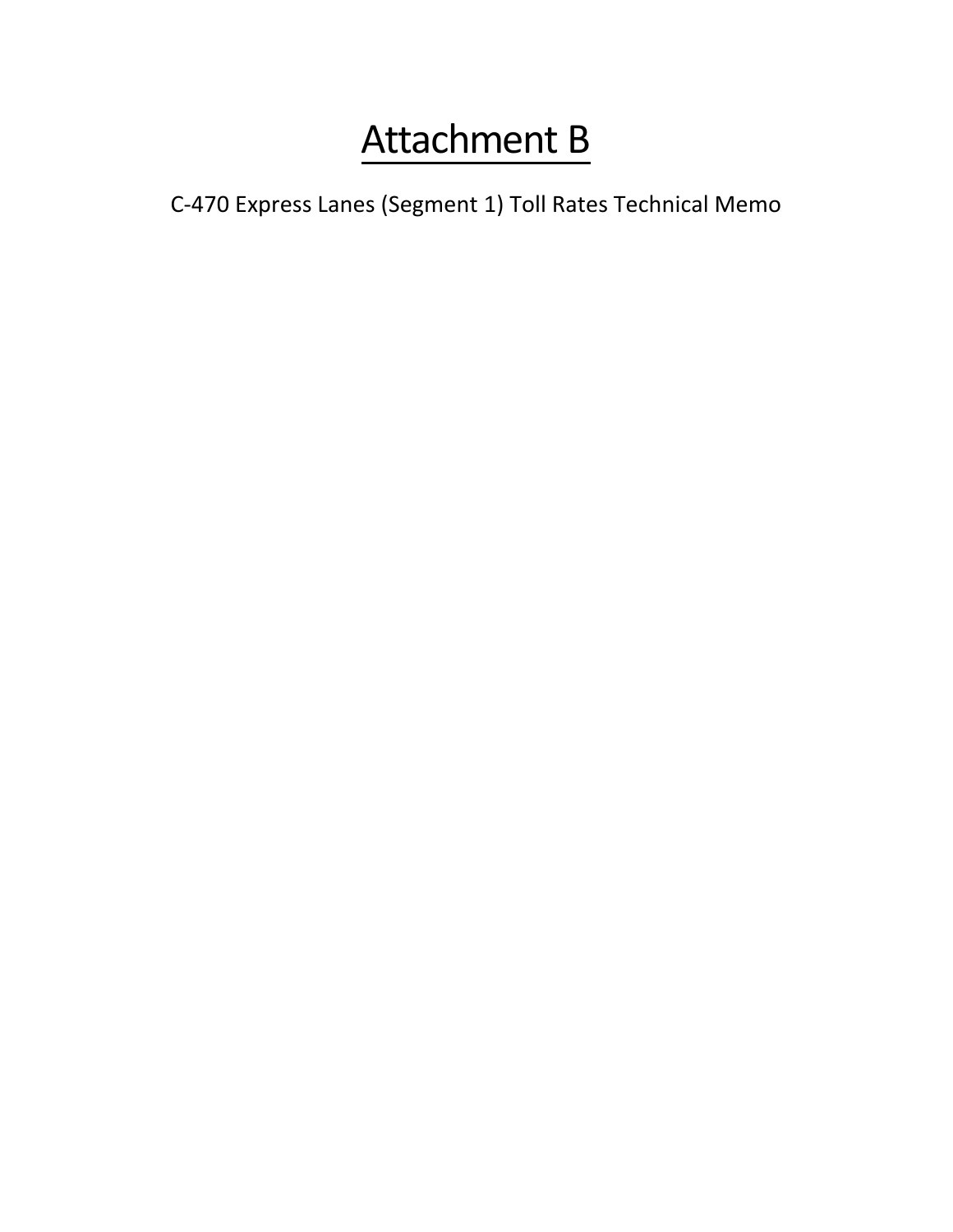# <u>Attachment B</u>

C-470 Express Lanes (Segment 1) Toll Rates Technical Memo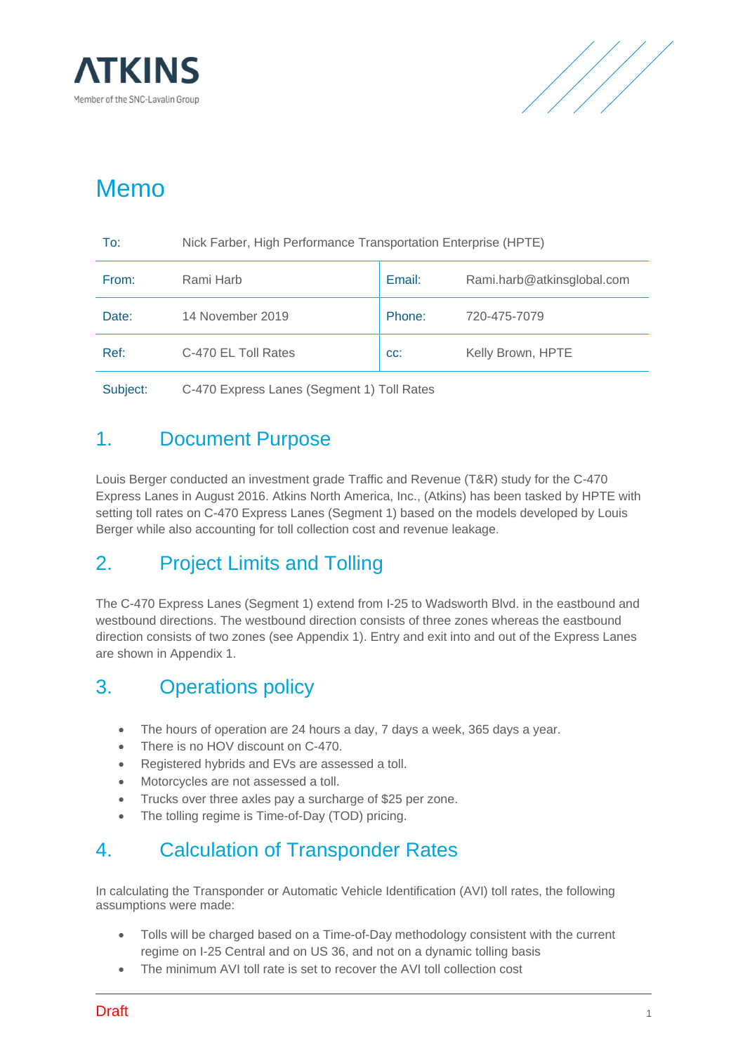# Memo

| To: | Nick Farber, High Performance Transportation Enterprise (HPTE) | | |
|---|---|---|---|
| From: | Rami Harb | Email: | Rami.harb@atkinsglobal.com |
| Date: | 14 November 2019 | Phone: | 720-475-7079 |
| Ref: | C-470 EL Toll Rates | cc: | Kelly Brown, HPTE |
| Subject: | C-470 Express Lanes (Segment 1) Toll Rates | | |

## 1. Document Purpose

Louis Berger conducted an investment grade Traffic and Revenue (T&R) study for the C-470 Express Lanes in August 2016. Atkins North America, Inc., (Atkins) has been tasked by HPTE with setting toll rates on C-470 Express Lanes (Segment 1) based on the models developed by Louis Berger while also accounting for toll collection cost and revenue leakage.

## 2. Project Limits and Tolling

The C-470 Express Lanes (Segment 1) extend from I-25 to Wadsworth Blvd. in the eastbound and westbound directions. The westbound direction consists of three zones whereas the eastbound direction consists of two zones (see Appendix 1). Entry and exit into and out of the Express Lanes are shown in Appendix 1.

## 3. Operations policy

- The hours of operation are 24 hours a day, 7 days a week, 365 days a year.
- There is no HOV discount on C-470.
- Registered hybrids and EVs are assessed a toll.
- Motorcycles are not assessed a toll.
- Trucks over three axles pay a surcharge of $25 per zone.
- The tolling regime is Time-of-Day (TOD) pricing.

## 4. Calculation of Transponder Rates

In calculating the Transponder or Automatic Vehicle Identification (AVI) toll rates, the following assumptions were made:

- Tolls will be charged based on a Time-of-Day methodology consistent with the current regime on I-25 Central and on US 36, and not on a dynamic tolling basis
- The minimum AVI toll rate is set to recover the AVI toll collection cost

Draft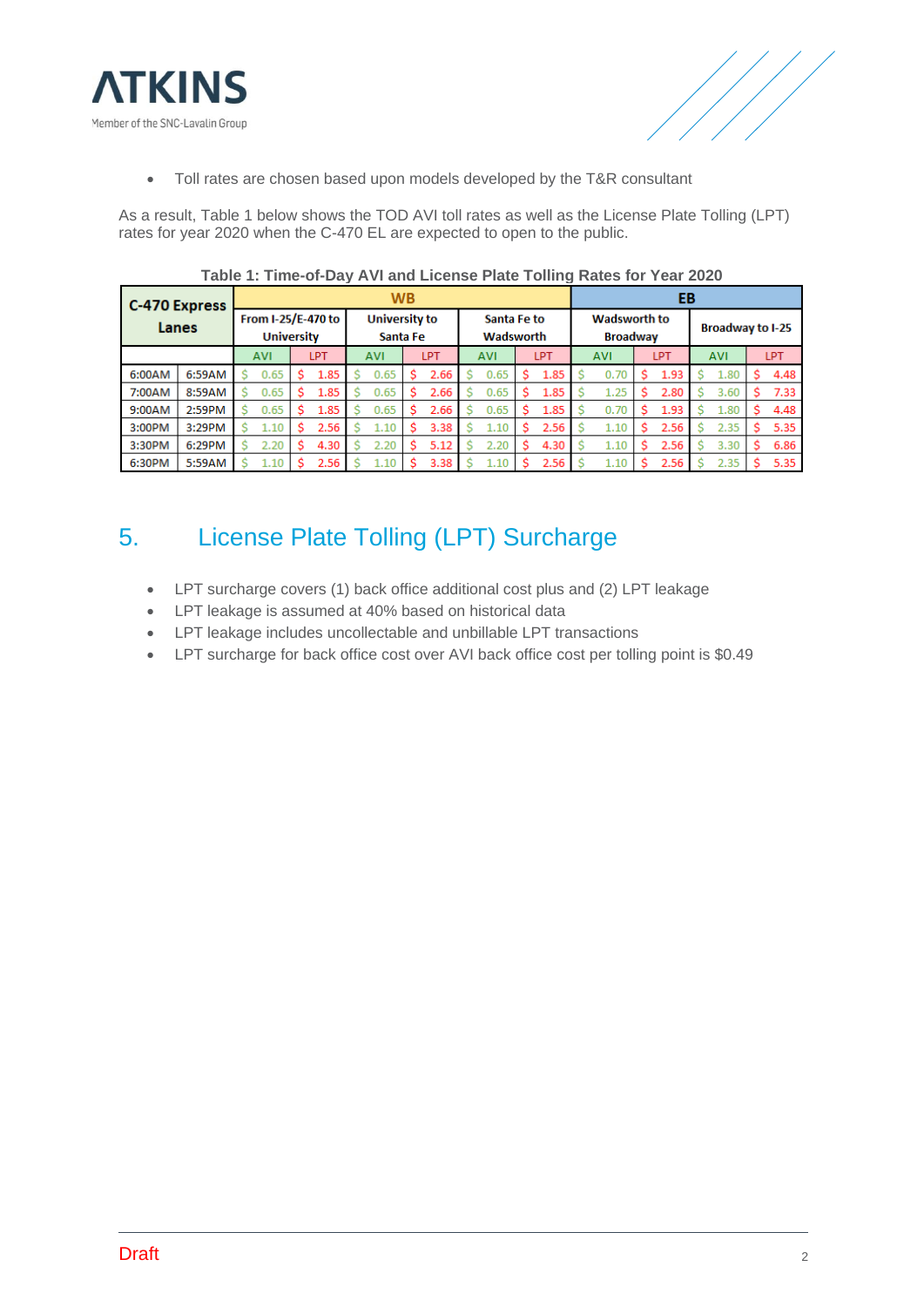- Toll rates are chosen based upon models developed by the T&R consultant

As a result, Table 1 below shows the TOD AVI toll rates as well as the License Plate Tolling (LPT) rates for year 2020 when the C-470 EL are expected to open to the public.

**Table 1: Time-of-Day AVI and License Plate Tolling Rates for Year 2020**

| C-470 Express Lanes | | WB | | | | | | EB | | | |
|---|---|---|---|---|---|---|---|---|---|---|---|
| | | From I-25/E-470 to University | | University to Santa Fe | | Santa Fe to Wadsworth | | Wadsworth to Broadway | | Broadway to I-25 | |
| | | AVI | LPT | AVI | LPT | AVI | LPT | AVI | LPT | AVI | LPT |
| 6:00AM | 6:59AM | $ 0.65 | $ 1.85 | $ 0.65 | $ 2.66 | $ 0.65 | $ 1.85 | $ 0.70 | $ 1.93 | $ 1.80 | $ 4.48 |
| 7:00AM | 8:59AM | $ 0.65 | $ 1.85 | $ 0.65 | $ 2.66 | $ 0.65 | $ 1.85 | $ 1.25 | $ 2.80 | $ 3.60 | $ 7.33 |
| 9:00AM | 2:59PM | $ 0.65 | $ 1.85 | $ 0.65 | $ 2.66 | $ 0.65 | $ 1.85 | $ 0.70 | $ 1.93 | $ 1.80 | $ 4.48 |
| 3:00PM | 3:29PM | $ 1.10 | $ 2.56 | $ 1.10 | $ 3.38 | $ 1.10 | $ 2.56 | $ 1.10 | $ 2.56 | $ 2.35 | $ 5.35 |
| 3:30PM | 6:29PM | $ 2.20 | $ 4.30 | $ 2.20 | $ 5.12 | $ 2.20 | $ 4.30 | $ 1.10 | $ 2.56 | $ 3.30 | $ 6.86 |
| 6:30PM | 5:59AM | $ 1.10 | $ 2.56 | $ 1.10 | $ 3.38 | $ 1.10 | $ 2.56 | $ 1.10 | $ 2.56 | $ 2.35 | $ 5.35 |

## 5. License Plate Tolling (LPT) Surcharge

- LPT surcharge covers (1) back office additional cost plus and (2) LPT leakage
- LPT leakage is assumed at 40% based on historical data
- LPT leakage includes uncollectable and unbillable LPT transactions
- LPT surcharge for back office cost over AVI back office cost per tolling point is $0.49

Draft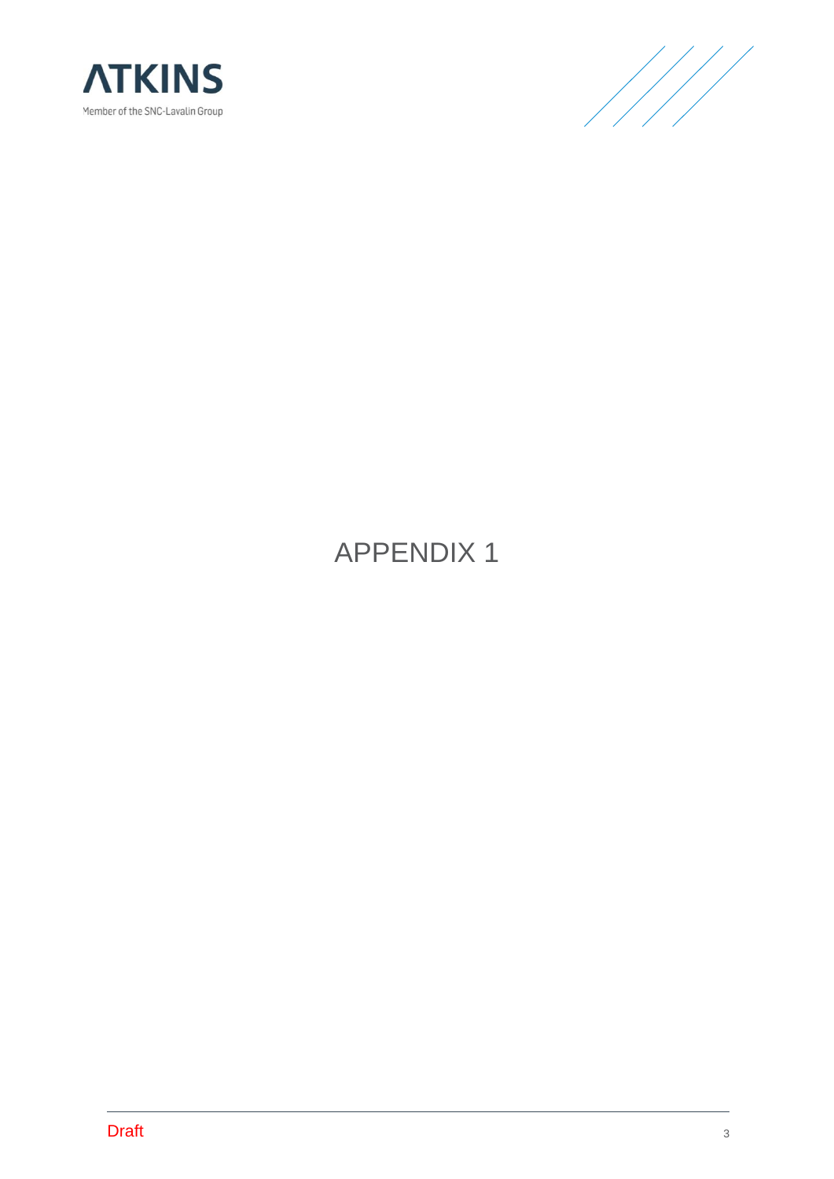# APPENDIX 1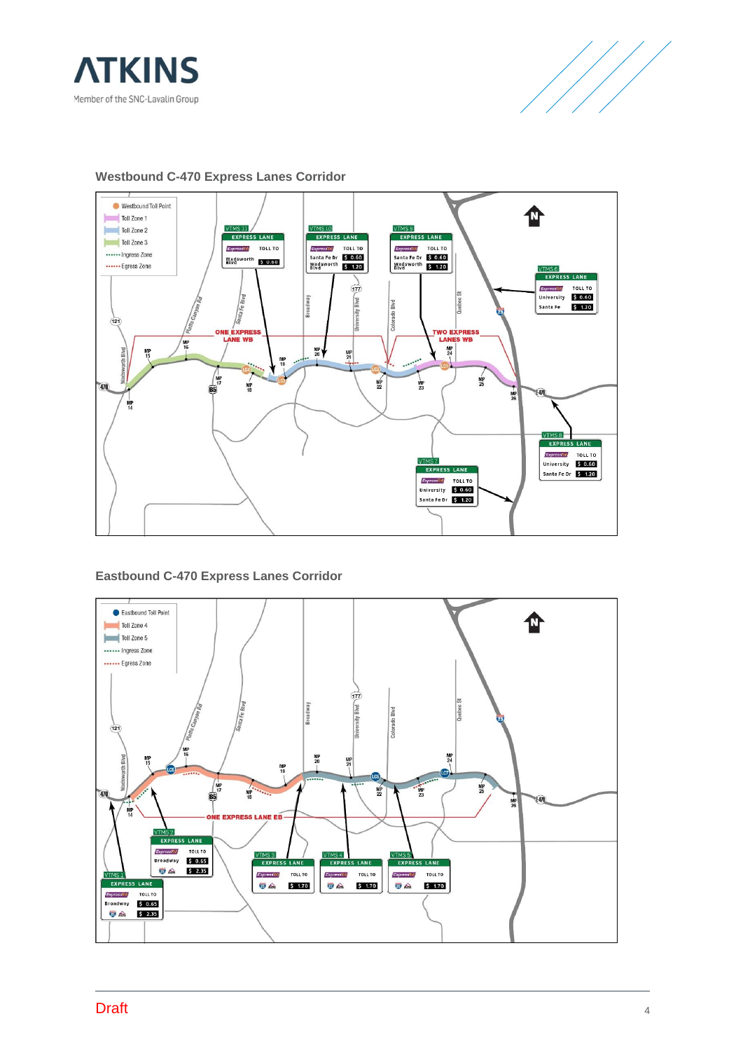### Westbound C-470 Express Lanes Corridor

### Eastbound C-470 Express Lanes Corridor

Draft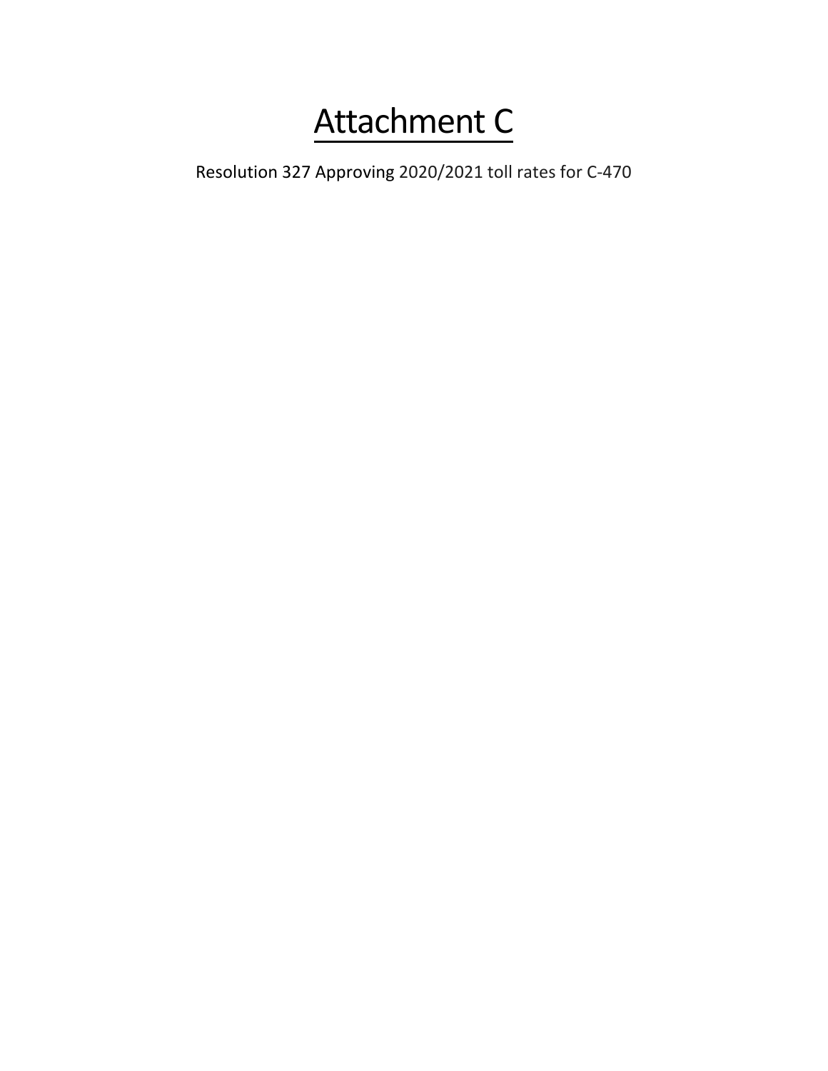# Attachment C

Resolution 327 Approving 2020/2021 toll rates for C-470